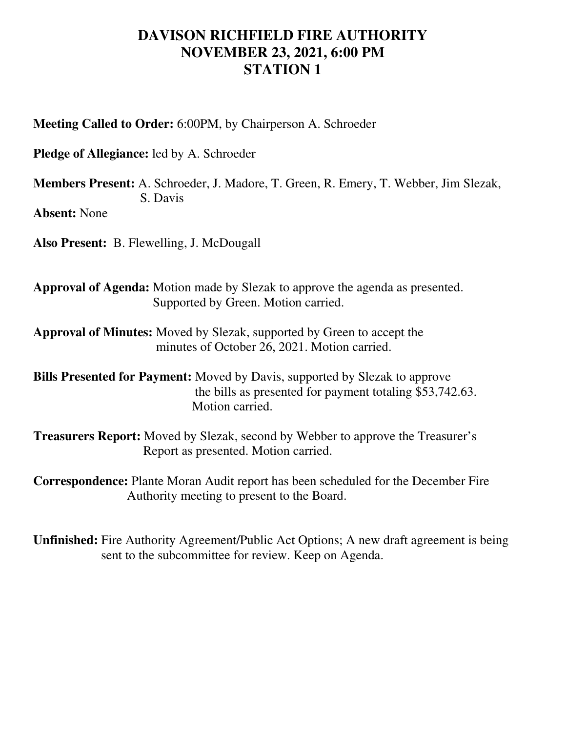# DAVISON RICHFIELD FIRE AUTHORITY
# NOVEMBER 23, 2021, 6:00 PM
# STATION 1

**Meeting Called to Order:** 6:00PM, by Chairperson A. Schroeder

**Pledge of Allegiance:** led by A. Schroeder

**Members Present:** A. Schroeder, J. Madore, T. Green, R. Emery, T. Webber, Jim Slezak, S. Davis

**Absent:** None

**Also Present:** B. Flewelling, J. McDougall

**Approval of Agenda:** Motion made by Slezak to approve the agenda as presented. Supported by Green. Motion carried.

**Approval of Minutes:** Moved by Slezak, supported by Green to accept the minutes of October 26, 2021. Motion carried.

**Bills Presented for Payment:** Moved by Davis, supported by Slezak to approve the bills as presented for payment totaling $53,742.63. Motion carried.

**Treasurers Report:** Moved by Slezak, second by Webber to approve the Treasurer's Report as presented. Motion carried.

**Correspondence:** Plante Moran Audit report has been scheduled for the December Fire Authority meeting to present to the Board.

**Unfinished:** Fire Authority Agreement/Public Act Options; A new draft agreement is being sent to the subcommittee for review. Keep on Agenda.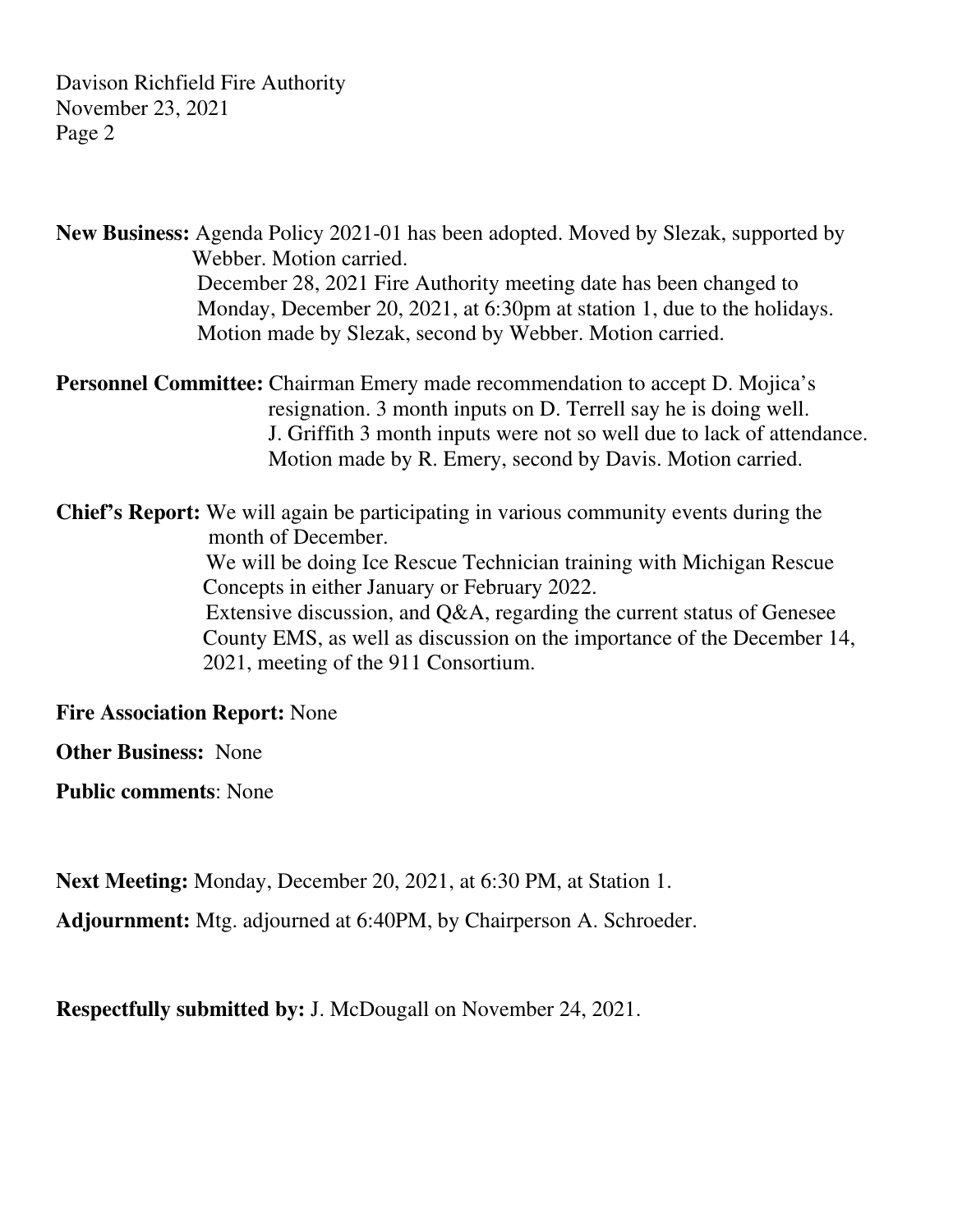**New Business:** Agenda Policy 2021-01 has been adopted. Moved by Slezak, supported by Webber. Motion carried.
December 28, 2021 Fire Authority meeting date has been changed to Monday, December 20, 2021, at 6:30pm at station 1, due to the holidays. Motion made by Slezak, second by Webber. Motion carried.

**Personnel Committee:** Chairman Emery made recommendation to accept D. Mojica's resignation. 3 month inputs on D. Terrell say he is doing well. J. Griffith 3 month inputs were not so well due to lack of attendance. Motion made by R. Emery, second by Davis. Motion carried.

**Chief's Report:** We will again be participating in various community events during the month of December.
We will be doing Ice Rescue Technician training with Michigan Rescue Concepts in either January or February 2022.
Extensive discussion, and Q&A, regarding the current status of Genesee County EMS, as well as discussion on the importance of the December 14, 2021, meeting of the 911 Consortium.

**Fire Association Report:** None

**Other Business:** None

**Public comments**: None

**Next Meeting:** Monday, December 20, 2021, at 6:30 PM, at Station 1.

**Adjournment:** Mtg. adjourned at 6:40PM, by Chairperson A. Schroeder.

**Respectfully submitted by:** J. McDougall on November 24, 2021.